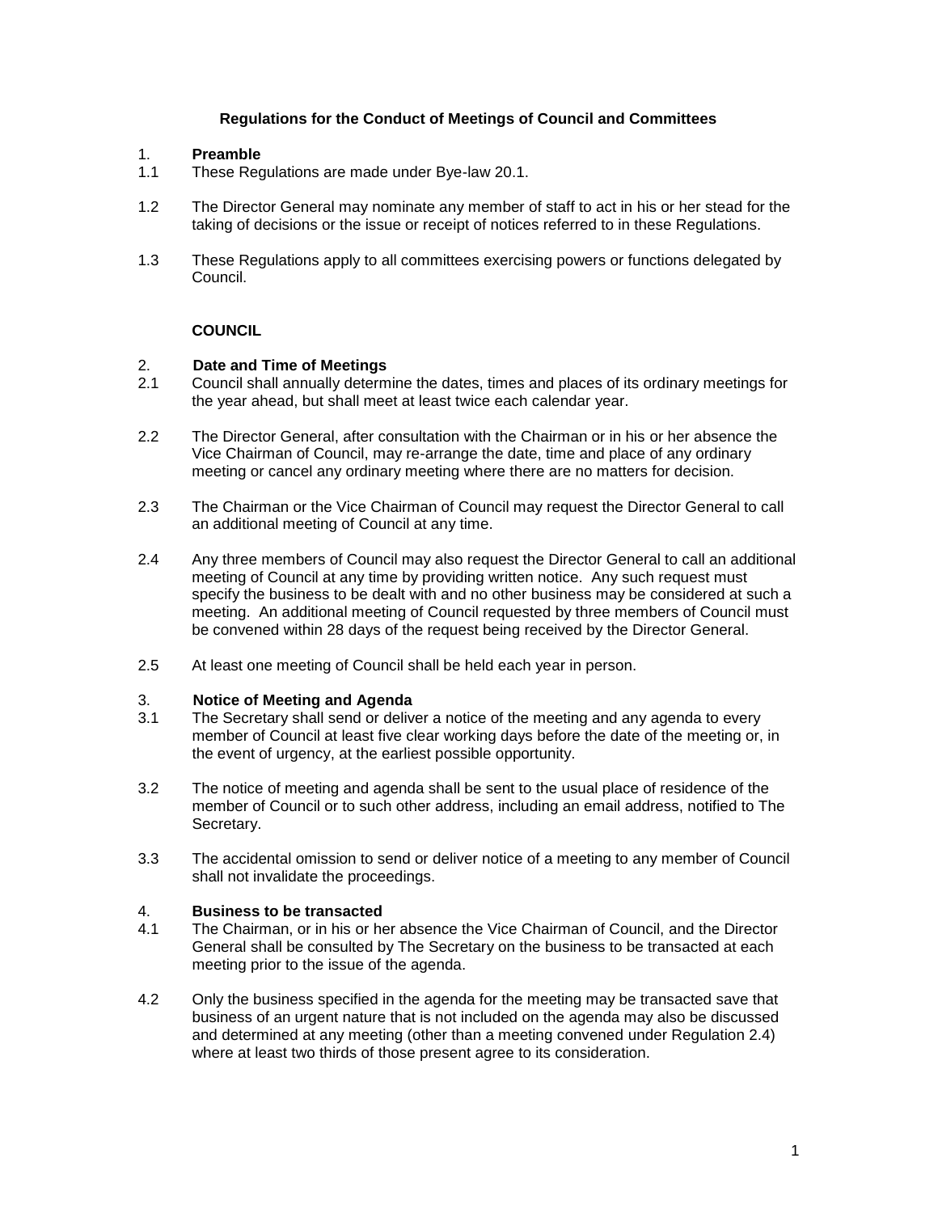# Regulations for the Conduct of Meetings of Council and Committees

## 1. Preamble

1.1 These Regulations are made under Bye-law 20.1.

1.2 The Director General may nominate any member of staff to act in his or her stead for the taking of decisions or the issue or receipt of notices referred to in these Regulations.

1.3 These Regulations apply to all committees exercising powers or functions delegated by Council.

## COUNCIL

### 2. Date and Time of Meetings

2.1 Council shall annually determine the dates, times and places of its ordinary meetings for the year ahead, but shall meet at least twice each calendar year.

2.2 The Director General, after consultation with the Chairman or in his or her absence the Vice Chairman of Council, may re-arrange the date, time and place of any ordinary meeting or cancel any ordinary meeting where there are no matters for decision.

2.3 The Chairman or the Vice Chairman of Council may request the Director General to call an additional meeting of Council at any time.

2.4 Any three members of Council may also request the Director General to call an additional meeting of Council at any time by providing written notice. Any such request must specify the business to be dealt with and no other business may be considered at such a meeting. An additional meeting of Council requested by three members of Council must be convened within 28 days of the request being received by the Director General.

2.5 At least one meeting of Council shall be held each year in person.

### 3. Notice of Meeting and Agenda

3.1 The Secretary shall send or deliver a notice of the meeting and any agenda to every member of Council at least five clear working days before the date of the meeting or, in the event of urgency, at the earliest possible opportunity.

3.2 The notice of meeting and agenda shall be sent to the usual place of residence of the member of Council or to such other address, including an email address, notified to The Secretary.

3.3 The accidental omission to send or deliver notice of a meeting to any member of Council shall not invalidate the proceedings.

### 4. Business to be transacted

4.1 The Chairman, or in his or her absence the Vice Chairman of Council, and the Director General shall be consulted by The Secretary on the business to be transacted at each meeting prior to the issue of the agenda.

4.2 Only the business specified in the agenda for the meeting may be transacted save that business of an urgent nature that is not included on the agenda may also be discussed and determined at any meeting (other than a meeting convened under Regulation 2.4) where at least two thirds of those present agree to its consideration.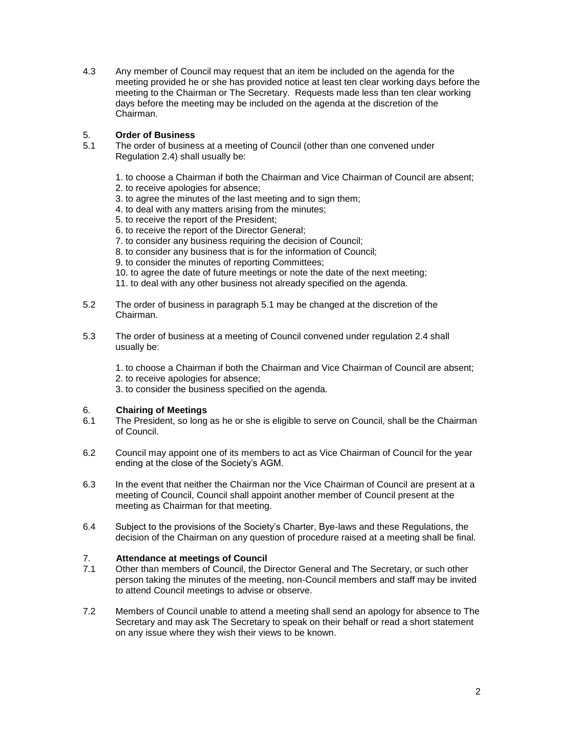4.3 Any member of Council may request that an item be included on the agenda for the meeting provided he or she has provided notice at least ten clear working days before the meeting to the Chairman or The Secretary. Requests made less than ten clear working days before the meeting may be included on the agenda at the discretion of the Chairman.

## 5. Order of Business

5.1 The order of business at a meeting of Council (other than one convened under Regulation 2.4) shall usually be:

1. to choose a Chairman if both the Chairman and Vice Chairman of Council are absent;
2. to receive apologies for absence;
3. to agree the minutes of the last meeting and to sign them;
4. to deal with any matters arising from the minutes;
5. to receive the report of the President;
6. to receive the report of the Director General;
7. to consider any business requiring the decision of Council;
8. to consider any business that is for the information of Council;
9. to consider the minutes of reporting Committees;
10. to agree the date of future meetings or note the date of the next meeting;
11. to deal with any other business not already specified on the agenda.

5.2 The order of business in paragraph 5.1 may be changed at the discretion of the Chairman.

5.3 The order of business at a meeting of Council convened under regulation 2.4 shall usually be:

1. to choose a Chairman if both the Chairman and Vice Chairman of Council are absent;
2. to receive apologies for absence;
3. to consider the business specified on the agenda.

## 6. Chairing of Meetings

6.1 The President, so long as he or she is eligible to serve on Council, shall be the Chairman of Council.

6.2 Council may appoint one of its members to act as Vice Chairman of Council for the year ending at the close of the Society's AGM.

6.3 In the event that neither the Chairman nor the Vice Chairman of Council are present at a meeting of Council, Council shall appoint another member of Council present at the meeting as Chairman for that meeting.

6.4 Subject to the provisions of the Society's Charter, Bye-laws and these Regulations, the decision of the Chairman on any question of procedure raised at a meeting shall be final.

## 7. Attendance at meetings of Council

7.1 Other than members of Council, the Director General and The Secretary, or such other person taking the minutes of the meeting, non-Council members and staff may be invited to attend Council meetings to advise or observe.

7.2 Members of Council unable to attend a meeting shall send an apology for absence to The Secretary and may ask The Secretary to speak on their behalf or read a short statement on any issue where they wish their views to be known.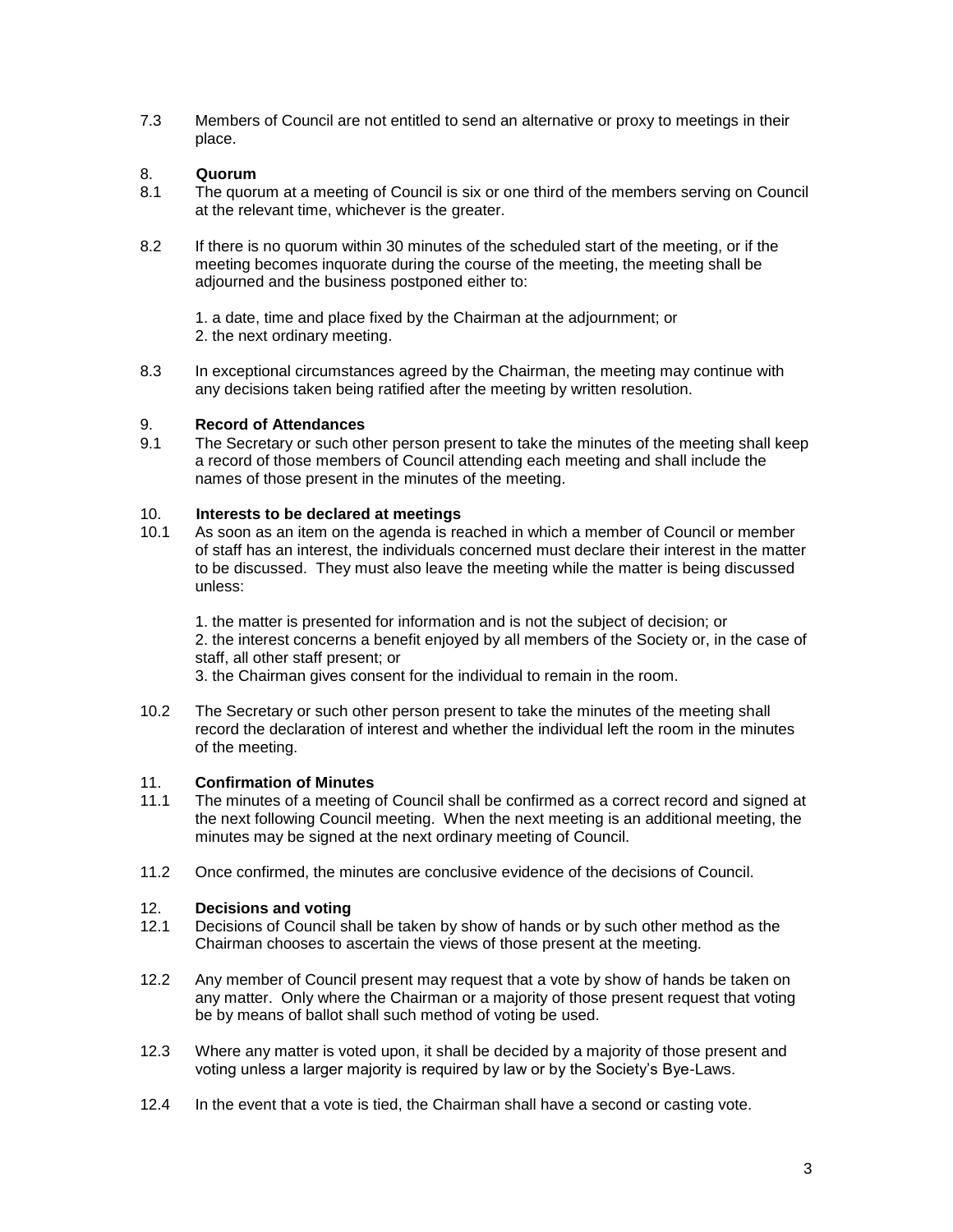7.3 Members of Council are not entitled to send an alternative or proxy to meetings in their place.

## 8. Quorum

8.1 The quorum at a meeting of Council is six or one third of the members serving on Council at the relevant time, whichever is the greater.

8.2 If there is no quorum within 30 minutes of the scheduled start of the meeting, or if the meeting becomes inquorate during the course of the meeting, the meeting shall be adjourned and the business postponed either to:

1. a date, time and place fixed by the Chairman at the adjournment; or
2. the next ordinary meeting.

8.3 In exceptional circumstances agreed by the Chairman, the meeting may continue with any decisions taken being ratified after the meeting by written resolution.

## 9. Record of Attendances

9.1 The Secretary or such other person present to take the minutes of the meeting shall keep a record of those members of Council attending each meeting and shall include the names of those present in the minutes of the meeting.

## 10. Interests to be declared at meetings

10.1 As soon as an item on the agenda is reached in which a member of Council or member of staff has an interest, the individuals concerned must declare their interest in the matter to be discussed. They must also leave the meeting while the matter is being discussed unless:

1. the matter is presented for information and is not the subject of decision; or
2. the interest concerns a benefit enjoyed by all members of the Society or, in the case of staff, all other staff present; or
3. the Chairman gives consent for the individual to remain in the room.

10.2 The Secretary or such other person present to take the minutes of the meeting shall record the declaration of interest and whether the individual left the room in the minutes of the meeting.

## 11. Confirmation of Minutes

11.1 The minutes of a meeting of Council shall be confirmed as a correct record and signed at the next following Council meeting. When the next meeting is an additional meeting, the minutes may be signed at the next ordinary meeting of Council.

11.2 Once confirmed, the minutes are conclusive evidence of the decisions of Council.

## 12. Decisions and voting

12.1 Decisions of Council shall be taken by show of hands or by such other method as the Chairman chooses to ascertain the views of those present at the meeting.

12.2 Any member of Council present may request that a vote by show of hands be taken on any matter. Only where the Chairman or a majority of those present request that voting be by means of ballot shall such method of voting be used.

12.3 Where any matter is voted upon, it shall be decided by a majority of those present and voting unless a larger majority is required by law or by the Society's Bye-Laws.

12.4 In the event that a vote is tied, the Chairman shall have a second or casting vote.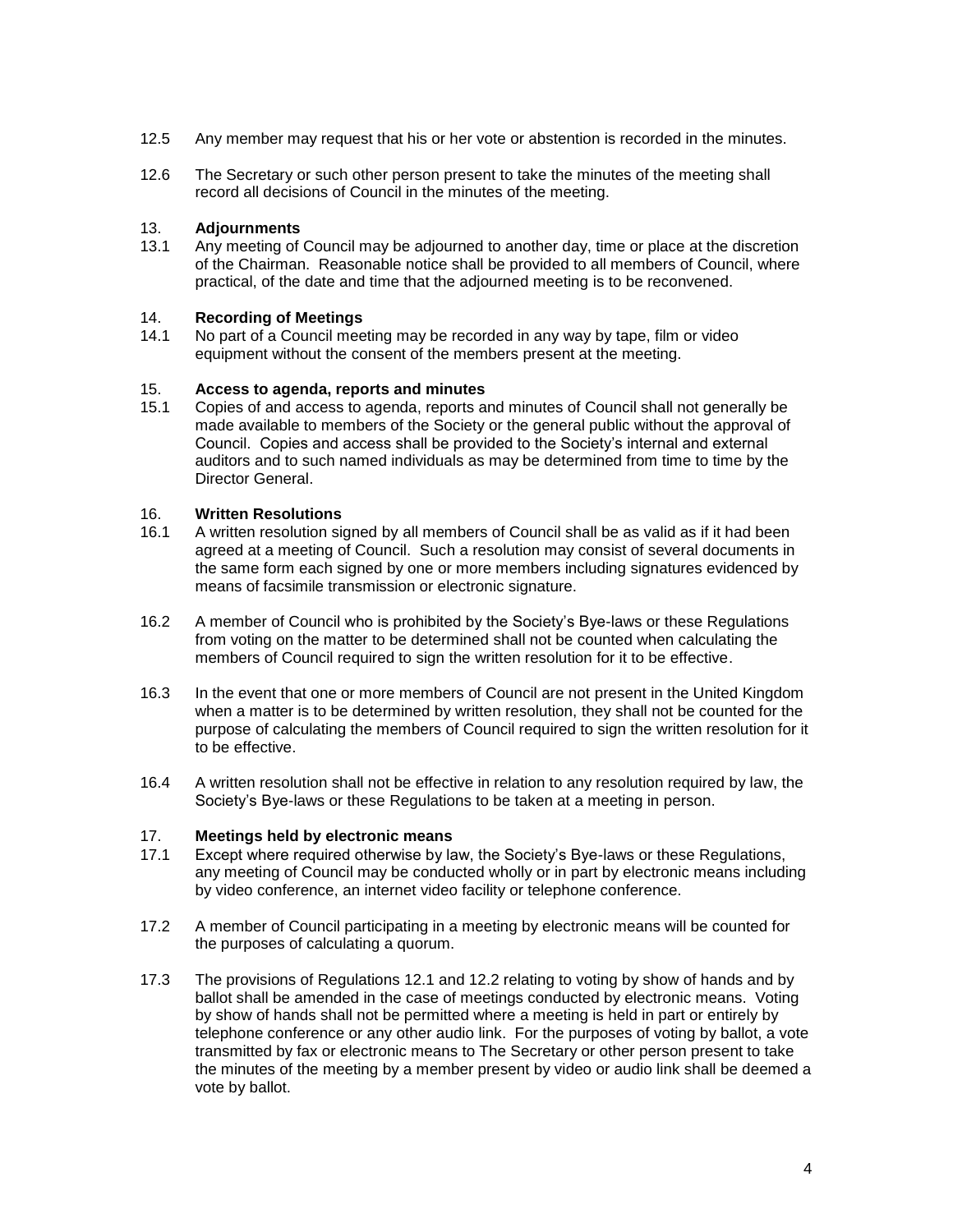12.5 Any member may request that his or her vote or abstention is recorded in the minutes.

12.6 The Secretary or such other person present to take the minutes of the meeting shall record all decisions of Council in the minutes of the meeting.

## 13. Adjournments

13.1 Any meeting of Council may be adjourned to another day, time or place at the discretion of the Chairman. Reasonable notice shall be provided to all members of Council, where practical, of the date and time that the adjourned meeting is to be reconvened.

## 14. Recording of Meetings

14.1 No part of a Council meeting may be recorded in any way by tape, film or video equipment without the consent of the members present at the meeting.

## 15. Access to agenda, reports and minutes

15.1 Copies of and access to agenda, reports and minutes of Council shall not generally be made available to members of the Society or the general public without the approval of Council. Copies and access shall be provided to the Society's internal and external auditors and to such named individuals as may be determined from time to time by the Director General.

## 16. Written Resolutions

16.1 A written resolution signed by all members of Council shall be as valid as if it had been agreed at a meeting of Council. Such a resolution may consist of several documents in the same form each signed by one or more members including signatures evidenced by means of facsimile transmission or electronic signature.

16.2 A member of Council who is prohibited by the Society's Bye-laws or these Regulations from voting on the matter to be determined shall not be counted when calculating the members of Council required to sign the written resolution for it to be effective.

16.3 In the event that one or more members of Council are not present in the United Kingdom when a matter is to be determined by written resolution, they shall not be counted for the purpose of calculating the members of Council required to sign the written resolution for it to be effective.

16.4 A written resolution shall not be effective in relation to any resolution required by law, the Society's Bye-laws or these Regulations to be taken at a meeting in person.

## 17. Meetings held by electronic means

17.1 Except where required otherwise by law, the Society's Bye-laws or these Regulations, any meeting of Council may be conducted wholly or in part by electronic means including by video conference, an internet video facility or telephone conference.

17.2 A member of Council participating in a meeting by electronic means will be counted for the purposes of calculating a quorum.

17.3 The provisions of Regulations 12.1 and 12.2 relating to voting by show of hands and by ballot shall be amended in the case of meetings conducted by electronic means. Voting by show of hands shall not be permitted where a meeting is held in part or entirely by telephone conference or any other audio link. For the purposes of voting by ballot, a vote transmitted by fax or electronic means to The Secretary or other person present to take the minutes of the meeting by a member present by video or audio link shall be deemed a vote by ballot.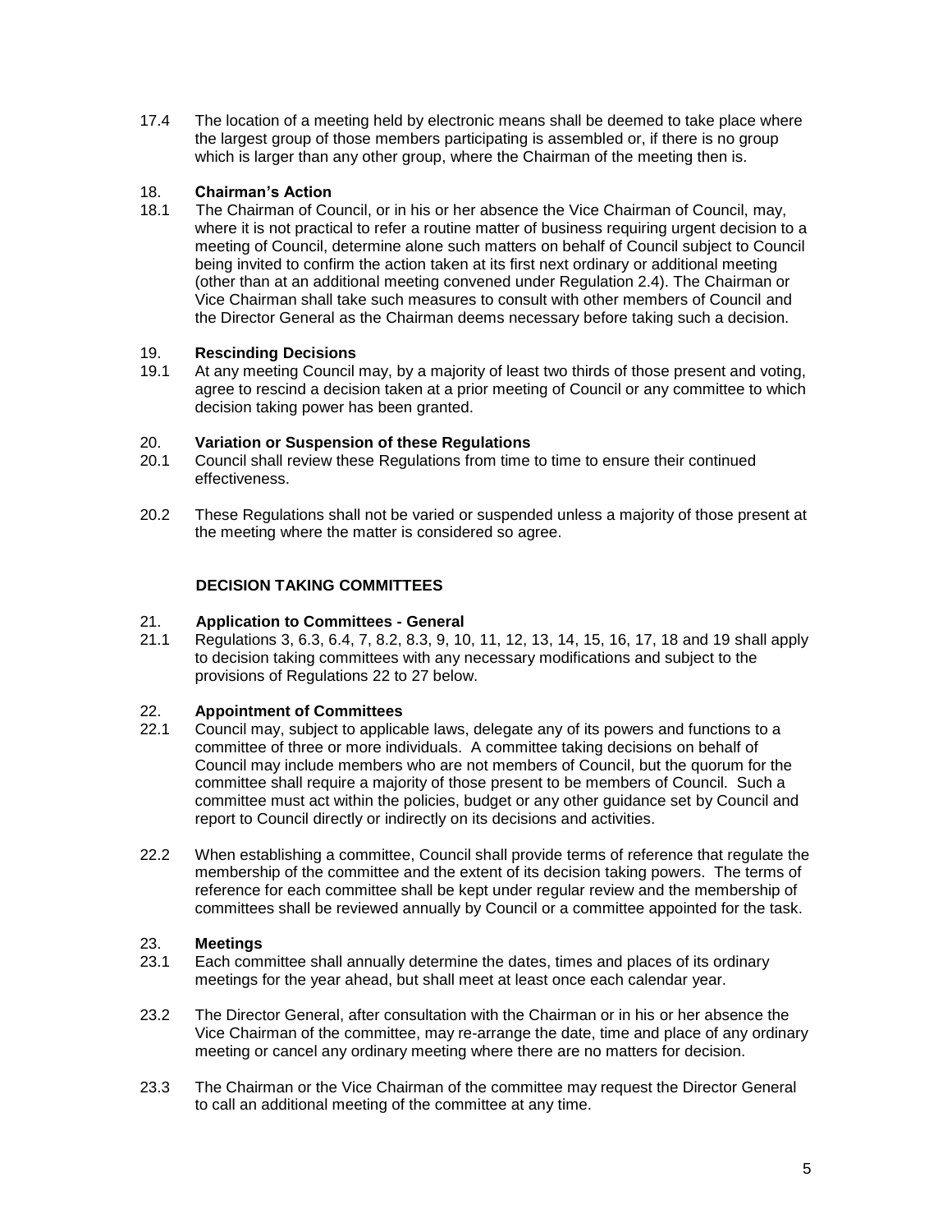17.4 The location of a meeting held by electronic means shall be deemed to take place where the largest group of those members participating is assembled or, if there is no group which is larger than any other group, where the Chairman of the meeting then is.

### 18. Chairman's Action

18.1 The Chairman of Council, or in his or her absence the Vice Chairman of Council, may, where it is not practical to refer a routine matter of business requiring urgent decision to a meeting of Council, determine alone such matters on behalf of Council subject to Council being invited to confirm the action taken at its first next ordinary or additional meeting (other than at an additional meeting convened under Regulation 2.4). The Chairman or Vice Chairman shall take such measures to consult with other members of Council and the Director General as the Chairman deems necessary before taking such a decision.

### 19. Rescinding Decisions

19.1 At any meeting Council may, by a majority of least two thirds of those present and voting, agree to rescind a decision taken at a prior meeting of Council or any committee to which decision taking power has been granted.

### 20. Variation or Suspension of these Regulations

20.1 Council shall review these Regulations from time to time to ensure their continued effectiveness.

20.2 These Regulations shall not be varied or suspended unless a majority of those present at the meeting where the matter is considered so agree.

## DECISION TAKING COMMITTEES

### 21. Application to Committees - General

21.1 Regulations 3, 6.3, 6.4, 7, 8.2, 8.3, 9, 10, 11, 12, 13, 14, 15, 16, 17, 18 and 19 shall apply to decision taking committees with any necessary modifications and subject to the provisions of Regulations 22 to 27 below.

### 22. Appointment of Committees

22.1 Council may, subject to applicable laws, delegate any of its powers and functions to a committee of three or more individuals. A committee taking decisions on behalf of Council may include members who are not members of Council, but the quorum for the committee shall require a majority of those present to be members of Council. Such a committee must act within the policies, budget or any other guidance set by Council and report to Council directly or indirectly on its decisions and activities.

22.2 When establishing a committee, Council shall provide terms of reference that regulate the membership of the committee and the extent of its decision taking powers. The terms of reference for each committee shall be kept under regular review and the membership of committees shall be reviewed annually by Council or a committee appointed for the task.

### 23. Meetings

23.1 Each committee shall annually determine the dates, times and places of its ordinary meetings for the year ahead, but shall meet at least once each calendar year.

23.2 The Director General, after consultation with the Chairman or in his or her absence the Vice Chairman of the committee, may re-arrange the date, time and place of any ordinary meeting or cancel any ordinary meeting where there are no matters for decision.

23.3 The Chairman or the Vice Chairman of the committee may request the Director General to call an additional meeting of the committee at any time.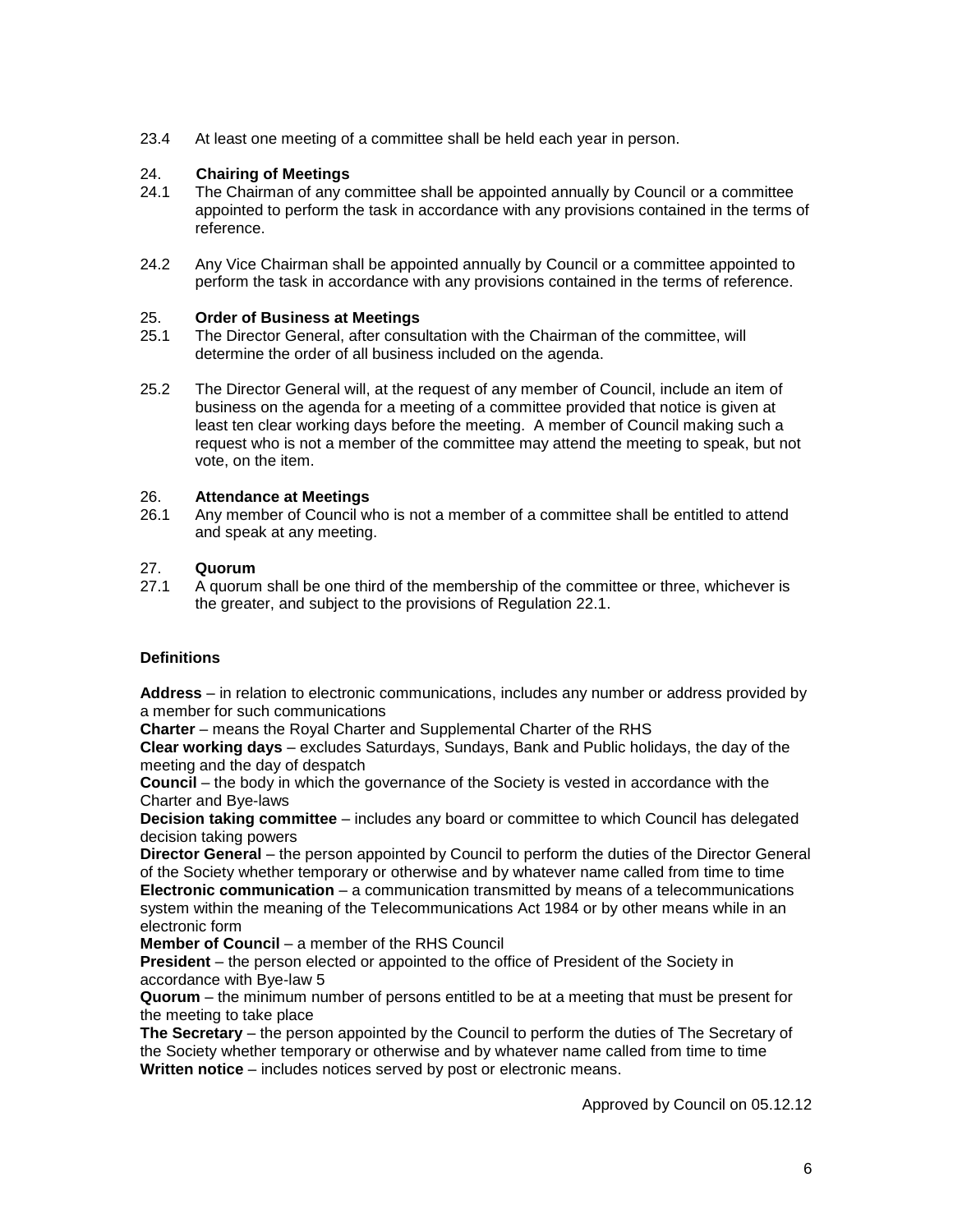23.4 At least one meeting of a committee shall be held each year in person.

### 24. Chairing of Meetings

24.1 The Chairman of any committee shall be appointed annually by Council or a committee appointed to perform the task in accordance with any provisions contained in the terms of reference.

24.2 Any Vice Chairman shall be appointed annually by Council or a committee appointed to perform the task in accordance with any provisions contained in the terms of reference.

### 25. Order of Business at Meetings

25.1 The Director General, after consultation with the Chairman of the committee, will determine the order of all business included on the agenda.

25.2 The Director General will, at the request of any member of Council, include an item of business on the agenda for a meeting of a committee provided that notice is given at least ten clear working days before the meeting. A member of Council making such a request who is not a member of the committee may attend the meeting to speak, but not vote, on the item.

### 26. Attendance at Meetings

26.1 Any member of Council who is not a member of a committee shall be entitled to attend and speak at any meeting.

### 27. Quorum

27.1 A quorum shall be one third of the membership of the committee or three, whichever is the greater, and subject to the provisions of Regulation 22.1.

## Definitions

**Address** – in relation to electronic communications, includes any number or address provided by a member for such communications
**Charter** – means the Royal Charter and Supplemental Charter of the RHS
**Clear working days** – excludes Saturdays, Sundays, Bank and Public holidays, the day of the meeting and the day of despatch
**Council** – the body in which the governance of the Society is vested in accordance with the Charter and Bye-laws
**Decision taking committee** – includes any board or committee to which Council has delegated decision taking powers
**Director General** – the person appointed by Council to perform the duties of the Director General of the Society whether temporary or otherwise and by whatever name called from time to time
**Electronic communication** – a communication transmitted by means of a telecommunications system within the meaning of the Telecommunications Act 1984 or by other means while in an electronic form
**Member of Council** – a member of the RHS Council
**President** – the person elected or appointed to the office of President of the Society in accordance with Bye-law 5
**Quorum** – the minimum number of persons entitled to be at a meeting that must be present for the meeting to take place
**The Secretary** – the person appointed by the Council to perform the duties of The Secretary of the Society whether temporary or otherwise and by whatever name called from time to time
**Written notice** – includes notices served by post or electronic means.

Approved by Council on 05.12.12